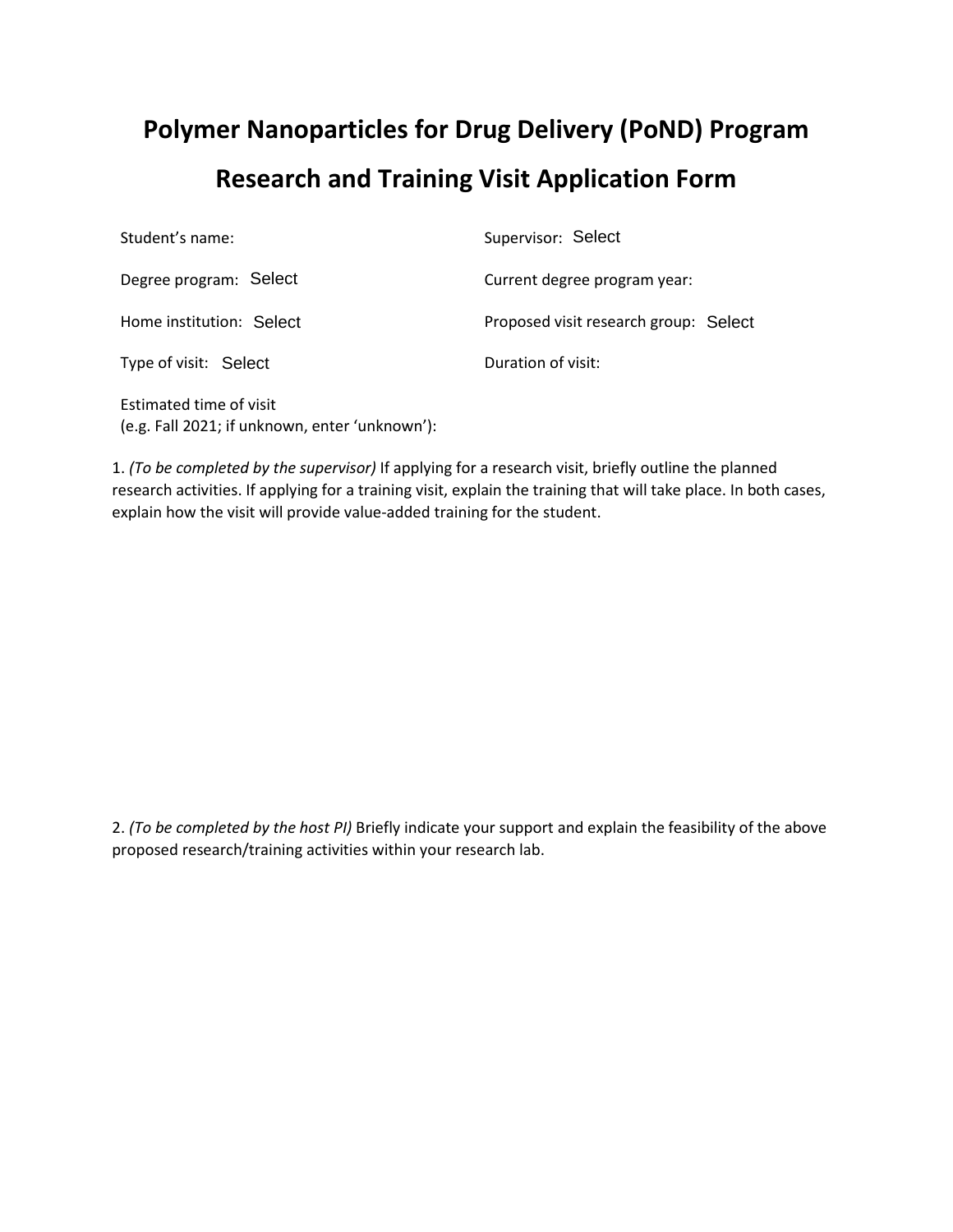# Polymer Nanoparticles for Drug Delivery (PoND) Program

# Research and Training Visit Application Form

Student's name:

Supervisor: Select

Degree program: Select

Current degree program year:

Home institution: Select

Proposed visit research group: Select

Type of visit: Select

Duration of visit:

Estimated time of visit
(e.g. Fall 2021; if unknown, enter 'unknown'):

1. *(To be completed by the supervisor)* If applying for a research visit, briefly outline the planned research activities. If applying for a training visit, explain the training that will take place. In both cases, explain how the visit will provide value-added training for the student.

2. *(To be completed by the host PI)* Briefly indicate your support and explain the feasibility of the above proposed research/training activities within your research lab.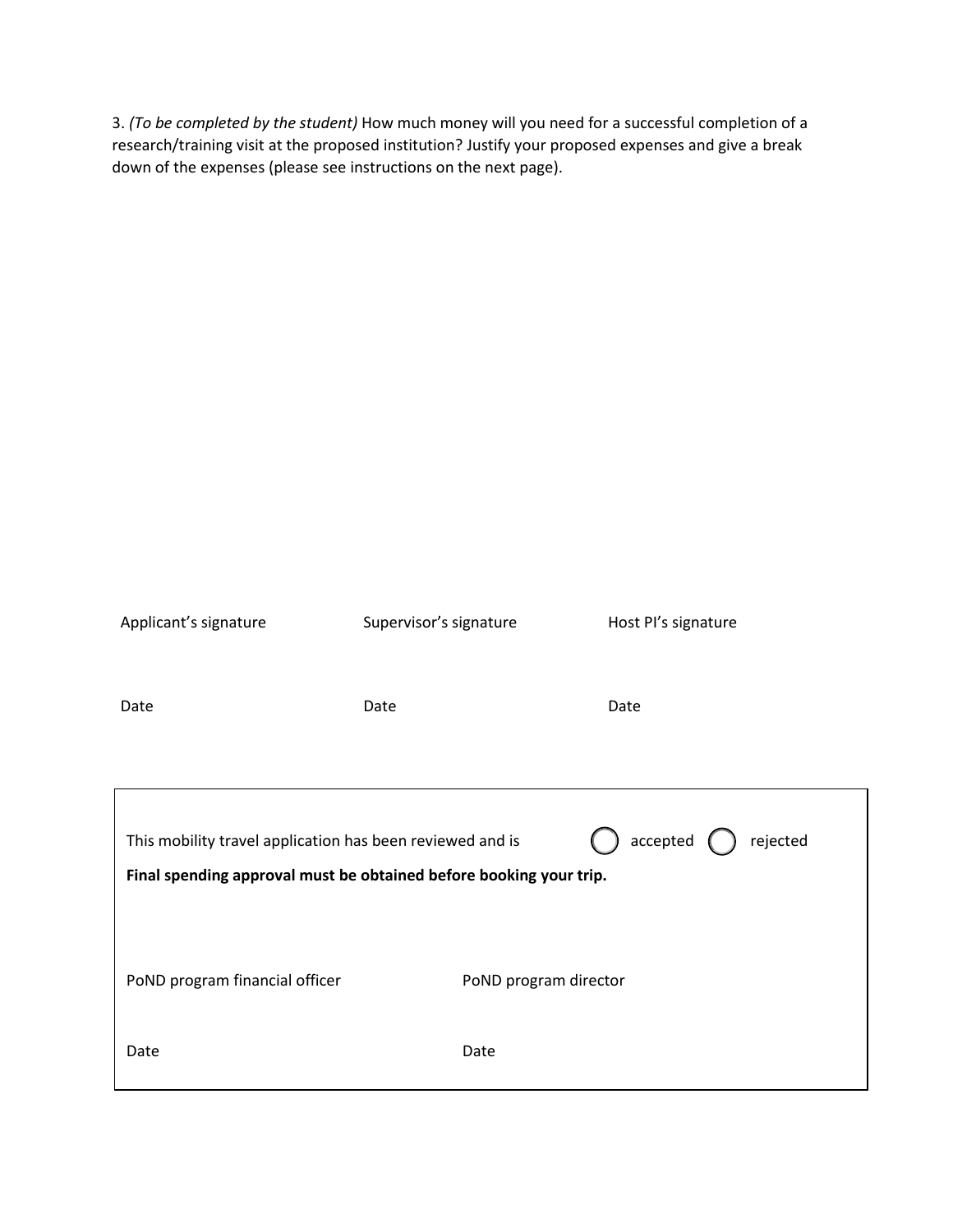3. *(To be completed by the student)* How much money will you need for a successful completion of a research/training visit at the proposed institution? Justify your proposed expenses and give a break down of the expenses (please see instructions on the next page).

| Applicant's signature | Supervisor's signature | Host PI's signature |
|---|---|---|
| Date | Date | Date |

---

This mobility travel application has been reviewed and is ◯ accepted ◯ rejected

**Final spending approval must be obtained before booking your trip.**

| PoND program financial officer | PoND program director |
|---|---|
| Date | Date |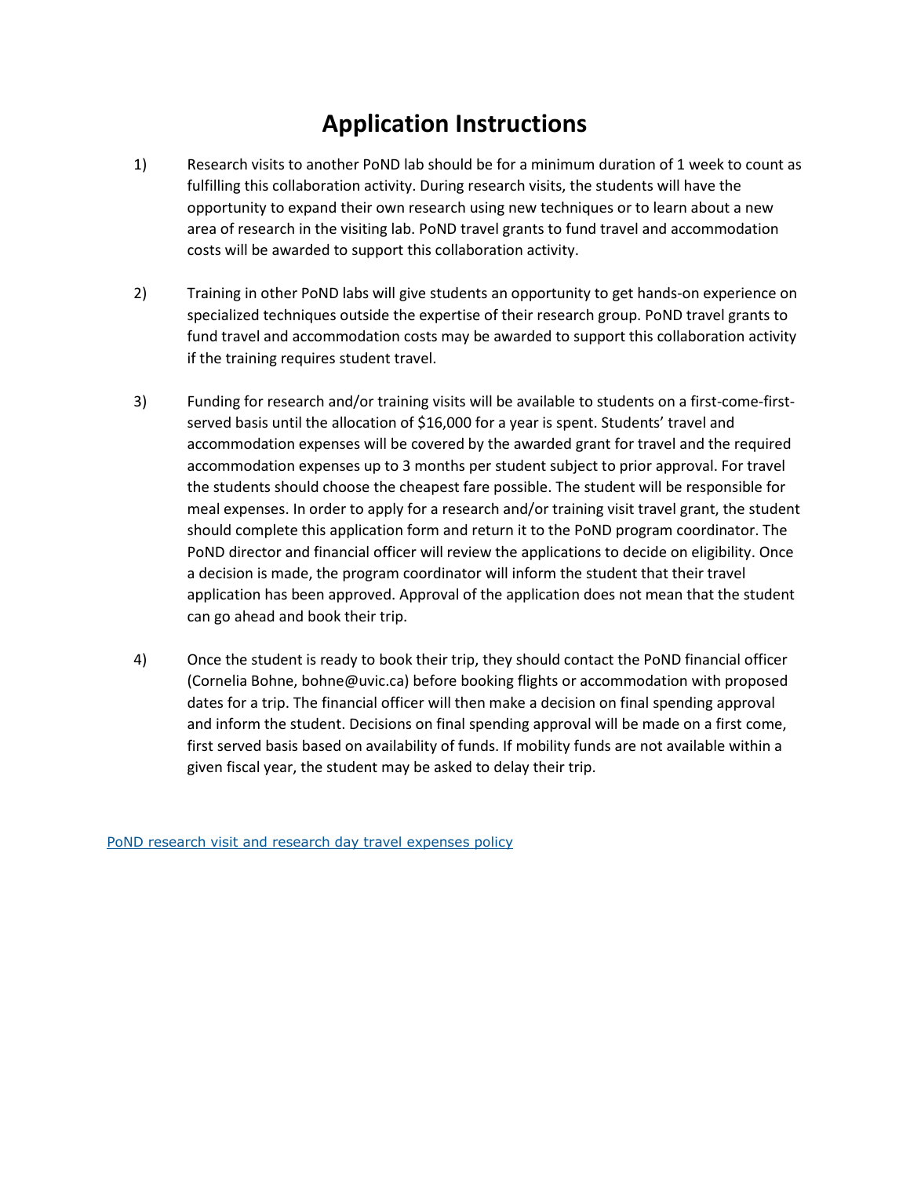# Application Instructions

1) Research visits to another PoND lab should be for a minimum duration of 1 week to count as fulfilling this collaboration activity. During research visits, the students will have the opportunity to expand their own research using new techniques or to learn about a new area of research in the visiting lab. PoND travel grants to fund travel and accommodation costs will be awarded to support this collaboration activity.

2) Training in other PoND labs will give students an opportunity to get hands-on experience on specialized techniques outside the expertise of their research group. PoND travel grants to fund travel and accommodation costs may be awarded to support this collaboration activity if the training requires student travel.

3) Funding for research and/or training visits will be available to students on a first-come-first-served basis until the allocation of $16,000 for a year is spent. Students' travel and accommodation expenses will be covered by the awarded grant for travel and the required accommodation expenses up to 3 months per student subject to prior approval. For travel the students should choose the cheapest fare possible. The student will be responsible for meal expenses. In order to apply for a research and/or training visit travel grant, the student should complete this application form and return it to the PoND program coordinator. The PoND director and financial officer will review the applications to decide on eligibility. Once a decision is made, the program coordinator will inform the student that their travel application has been approved. Approval of the application does not mean that the student can go ahead and book their trip.

4) Once the student is ready to book their trip, they should contact the PoND financial officer (Cornelia Bohne, bohne@uvic.ca) before booking flights or accommodation with proposed dates for a trip. The financial officer will then make a decision on final spending approval and inform the student. Decisions on final spending approval will be made on a first come, first served basis based on availability of funds. If mobility funds are not available within a given fiscal year, the student may be asked to delay their trip.

PoND research visit and research day travel expenses policy